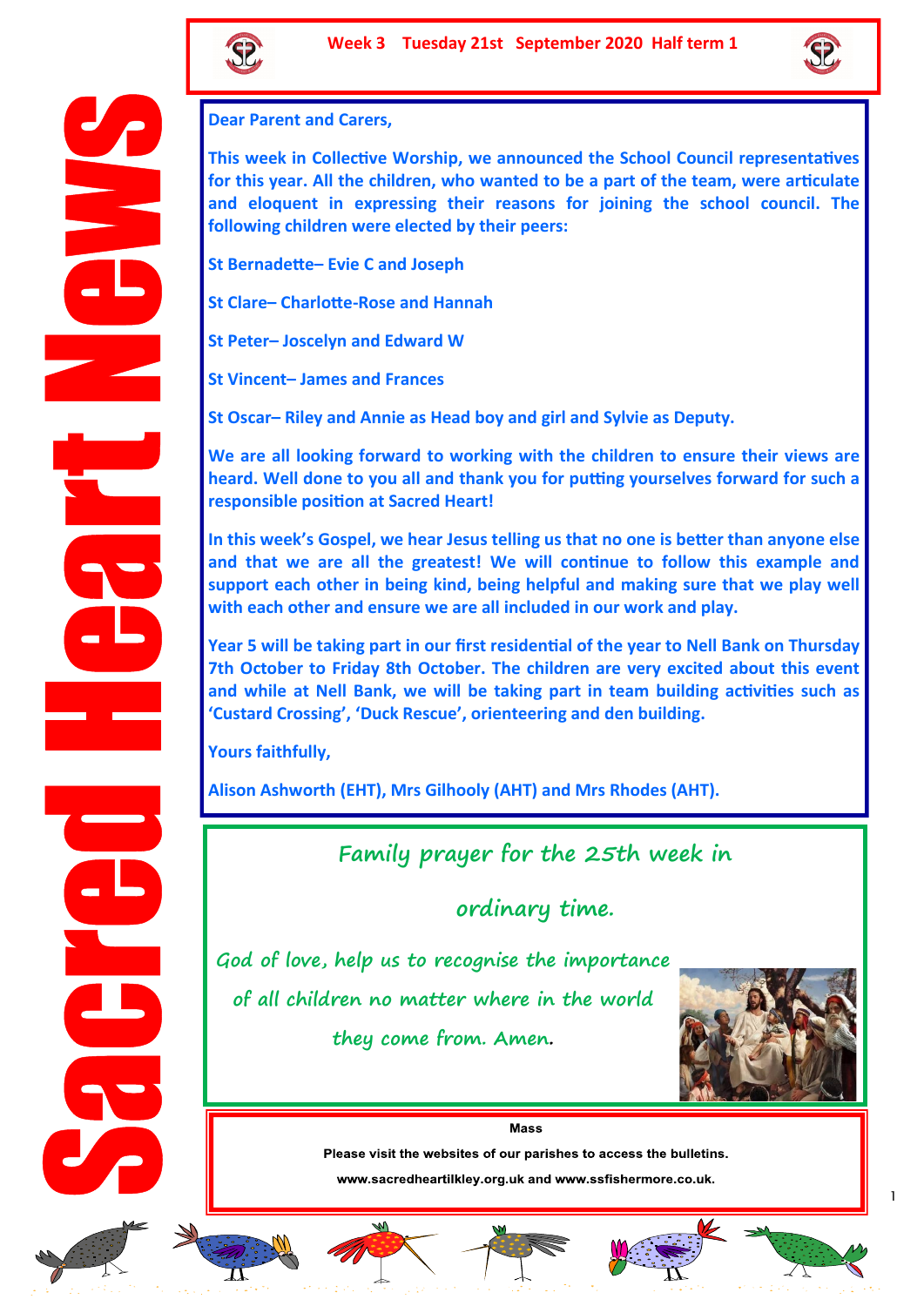# Sacred Heart News

**Week 3 Tuesday 21st September 2020 Half term 1**

**Dear Parent and Carers,**

**This week in Collective Worship, we announced the School Council representatives for this year. All the children, who wanted to be a part of the team, were articulate and eloquent in expressing their reasons for joining the school council. The following children were elected by their peers:**

**St Bernadette– Evie C and Joseph**

**St Clare– Charlotte-Rose and Hannah**

**St Peter– Joscelyn and Edward W**

**St Vincent– James and Frances**

**St Oscar– Riley and Annie as Head boy and girl and Sylvie as Deputy.**

**We are all looking forward to working with the children to ensure their views are heard. Well done to you all and thank you for putting yourselves forward for such a responsible position at Sacred Heart!**

**In this week's Gospel, we hear Jesus telling us that no one is better than anyone else and that we are all the greatest! We will continue to follow this example and support each other in being kind, being helpful and making sure that we play well with each other and ensure we are all included in our work and play.**

**Year 5 will be taking part in our first residential of the year to Nell Bank on Thursday 7th October to Friday 8th October. The children are very excited about this event and while at Nell Bank, we will be taking part in team building activities such as 'Custard Crossing', 'Duck Rescue', orienteering and den building.**

**Yours faithfully,**

**Alison Ashworth (EHT), Mrs Gilhooly (AHT) and Mrs Rhodes (AHT).**

## Family prayer for the 25th week in ordinary time.

*God of love, help us to recognise the importance of all children no matter where in the world they come from. Amen.*

**Mass**

**Please visit the websites of our parishes to access the bulletins.**

**www.sacredheartilkley.org.uk and www.ssfishermore.co.uk.**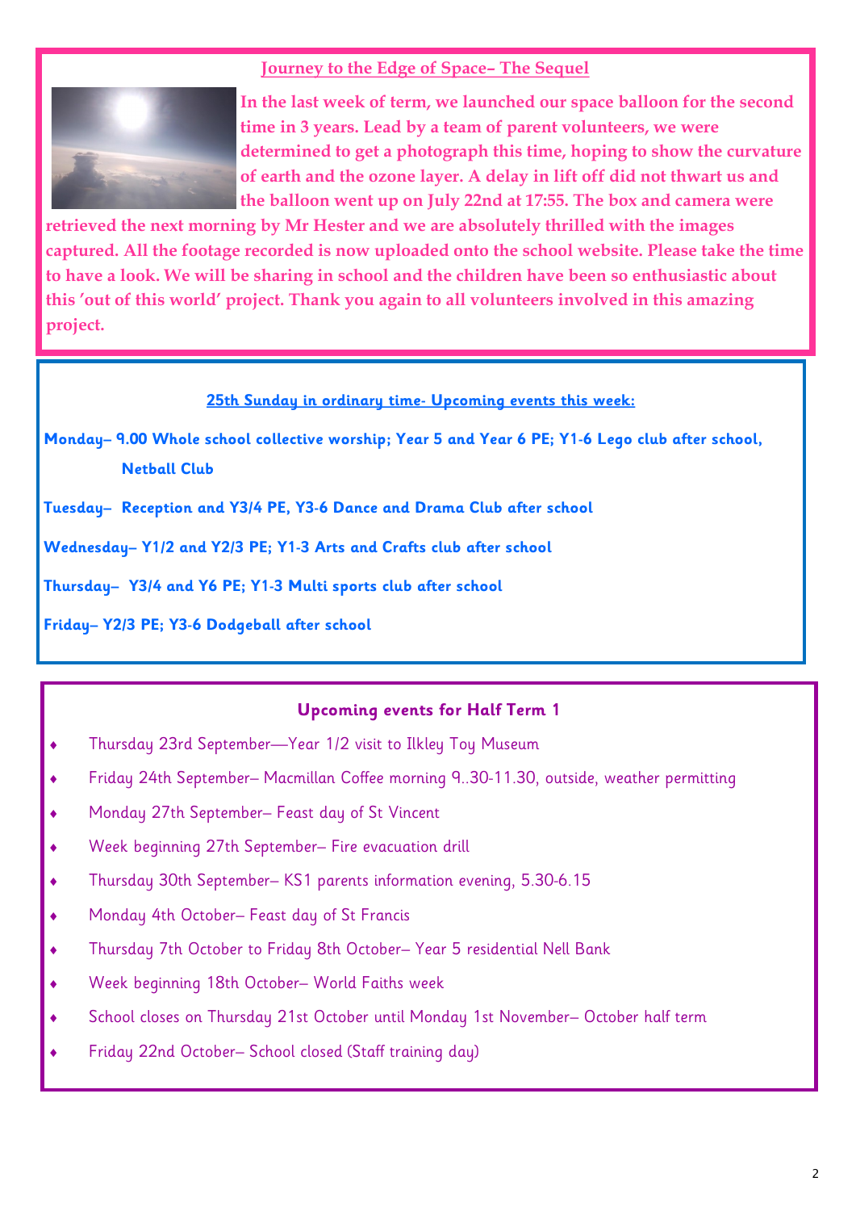## Journey to the Edge of Space– The Sequel

**In the last week of term, we launched our space balloon for the second time in 3 years. Lead by a team of parent volunteers, we were determined to get a photograph this time, hoping to show the curvature of earth and the ozone layer. A delay in lift off did not thwart us and the balloon went up on July 22nd at 17:55. The box and camera were retrieved the next morning by Mr Hester and we are absolutely thrilled with the images captured. All the footage recorded is now uploaded onto the school website. Please take the time to have a look. We will be sharing in school and the children have been so enthusiastic about this 'out of this world' project. Thank you again to all volunteers involved in this amazing project.**

## 25th Sunday in ordinary time- Upcoming events this week:

**Monday– 9.00 Whole school collective worship; Year 5 and Year 6 PE; Y1-6 Lego club after school, Netball Club**

**Tuesday– Reception and Y3/4 PE, Y3-6 Dance and Drama Club after school**

**Wednesday– Y1/2 and Y2/3 PE; Y1-3 Arts and Crafts club after school**

**Thursday– Y3/4 and Y6 PE; Y1-3 Multi sports club after school**

**Friday– Y2/3 PE; Y3-6 Dodgeball after school**

## Upcoming events for Half Term 1

- Thursday 23rd September—Year 1/2 visit to Ilkley Toy Museum
- Friday 24th September– Macmillan Coffee morning 9..30-11.30, outside, weather permitting
- Monday 27th September– Feast day of St Vincent
- Week beginning 27th September– Fire evacuation drill
- Thursday 30th September– KS1 parents information evening, 5.30-6.15
- Monday 4th October– Feast day of St Francis
- Thursday 7th October to Friday 8th October– Year 5 residential Nell Bank
- Week beginning 18th October– World Faiths week
- School closes on Thursday 21st October until Monday 1st November– October half term
- Friday 22nd October– School closed (Staff training day)